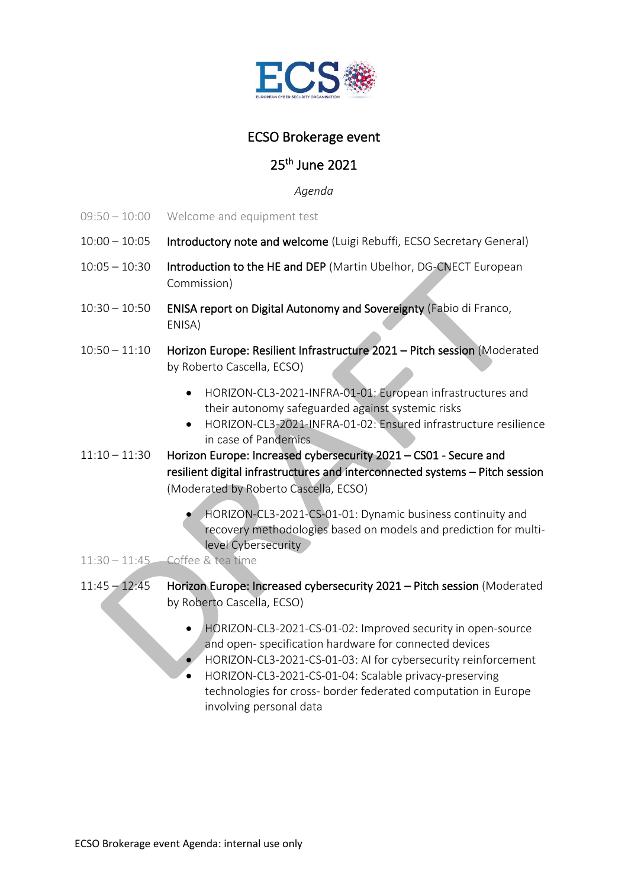# ECSO Brokerage event

## 25th June 2021

*Agenda*

09:50 – 10:00 Welcome and equipment test

10:00 – 10:05 **Introductory note and welcome** (Luigi Rebuffi, ECSO Secretary General)

10:05 – 10:30 **Introduction to the HE and DEP** (Martin Ubelhor, DG-CNECT European Commission)

10:30 – 10:50 **ENISA report on Digital Autonomy and Sovereignty** (Fabio di Franco, ENISA)

10:50 – 11:10 **Horizon Europe: Resilient Infrastructure 2021 – Pitch session** (Moderated by Roberto Cascella, ECSO)

- HORIZON-CL3-2021-INFRA-01-01: European infrastructures and their autonomy safeguarded against systemic risks
- HORIZON-CL3-2021-INFRA-01-02: Ensured infrastructure resilience in case of Pandemics

11:10 – 11:30 **Horizon Europe: Increased cybersecurity 2021 – CS01 - Secure and resilient digital infrastructures and interconnected systems – Pitch session** (Moderated by Roberto Cascella, ECSO)

- HORIZON-CL3-2021-CS-01-01: Dynamic business continuity and recovery methodologies based on models and prediction for multi-level Cybersecurity

11:30 – 11:45 Coffee & tea time

11:45 – 12:45 **Horizon Europe: Increased cybersecurity 2021 – Pitch session** (Moderated by Roberto Cascella, ECSO)

- HORIZON-CL3-2021-CS-01-02: Improved security in open-source and open- specification hardware for connected devices
- HORIZON-CL3-2021-CS-01-03: AI for cybersecurity reinforcement
- HORIZON-CL3-2021-CS-01-04: Scalable privacy-preserving technologies for cross- border federated computation in Europe involving personal data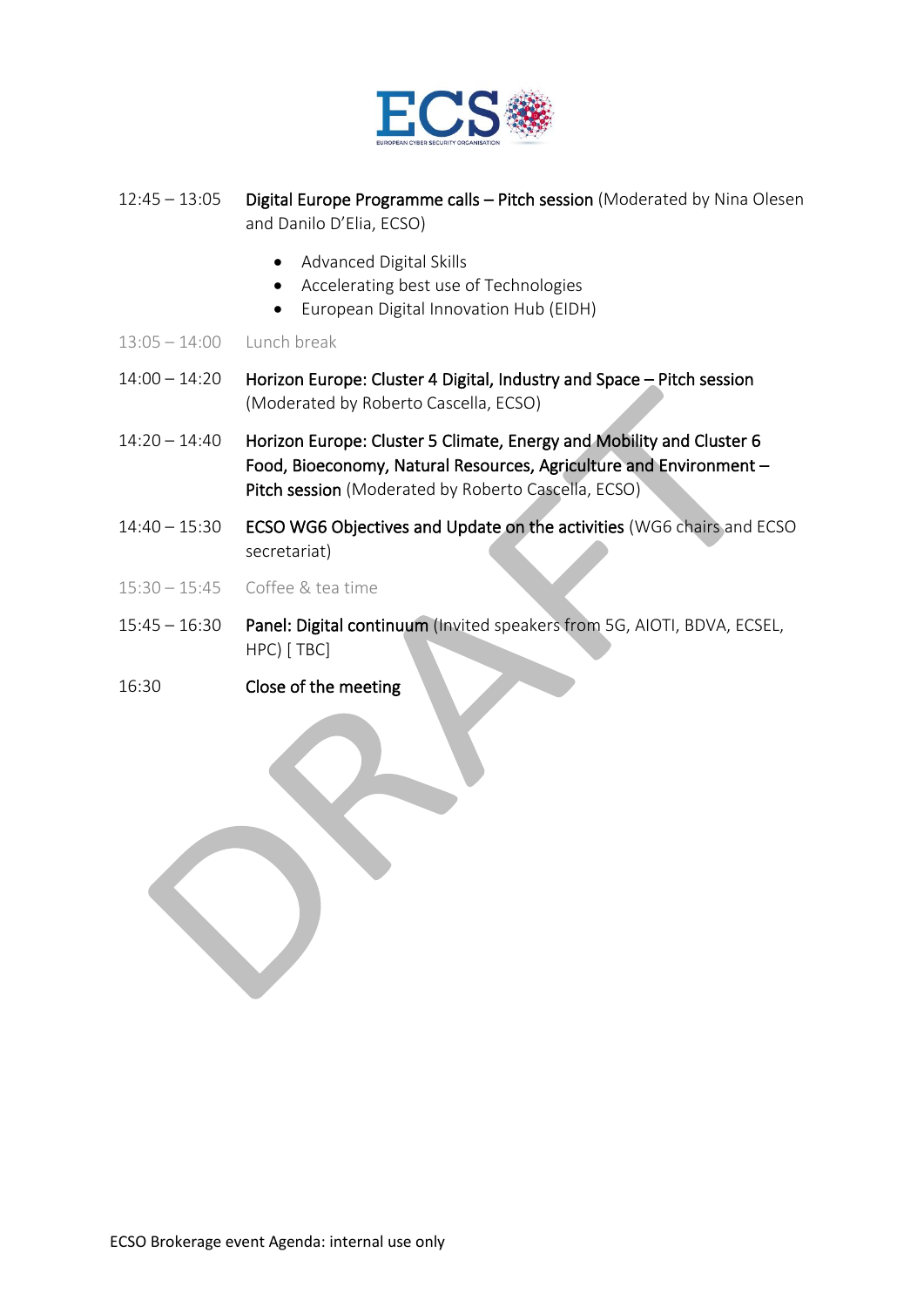12:45 – 13:05 **Digital Europe Programme calls – Pitch session** (Moderated by Nina Olesen and Danilo D'Elia, ECSO)

- Advanced Digital Skills
- Accelerating best use of Technologies
- European Digital Innovation Hub (EIDH)

13:05 – 14:00 Lunch break

14:00 – 14:20 **Horizon Europe: Cluster 4 Digital, Industry and Space – Pitch session** (Moderated by Roberto Cascella, ECSO)

14:20 – 14:40 **Horizon Europe: Cluster 5 Climate, Energy and Mobility and Cluster 6 Food, Bioeconomy, Natural Resources, Agriculture and Environment – Pitch session** (Moderated by Roberto Cascella, ECSO)

14:40 – 15:30 **ECSO WG6 Objectives and Update on the activities** (WG6 chairs and ECSO secretariat)

15:30 – 15:45 Coffee & tea time

15:45 – 16:30 **Panel: Digital continuum** (Invited speakers from 5G, AIOTI, BDVA, ECSEL, HPC) [ TBC]

16:30 **Close of the meeting**

DRAFT

ECSO Brokerage event Agenda: internal use only